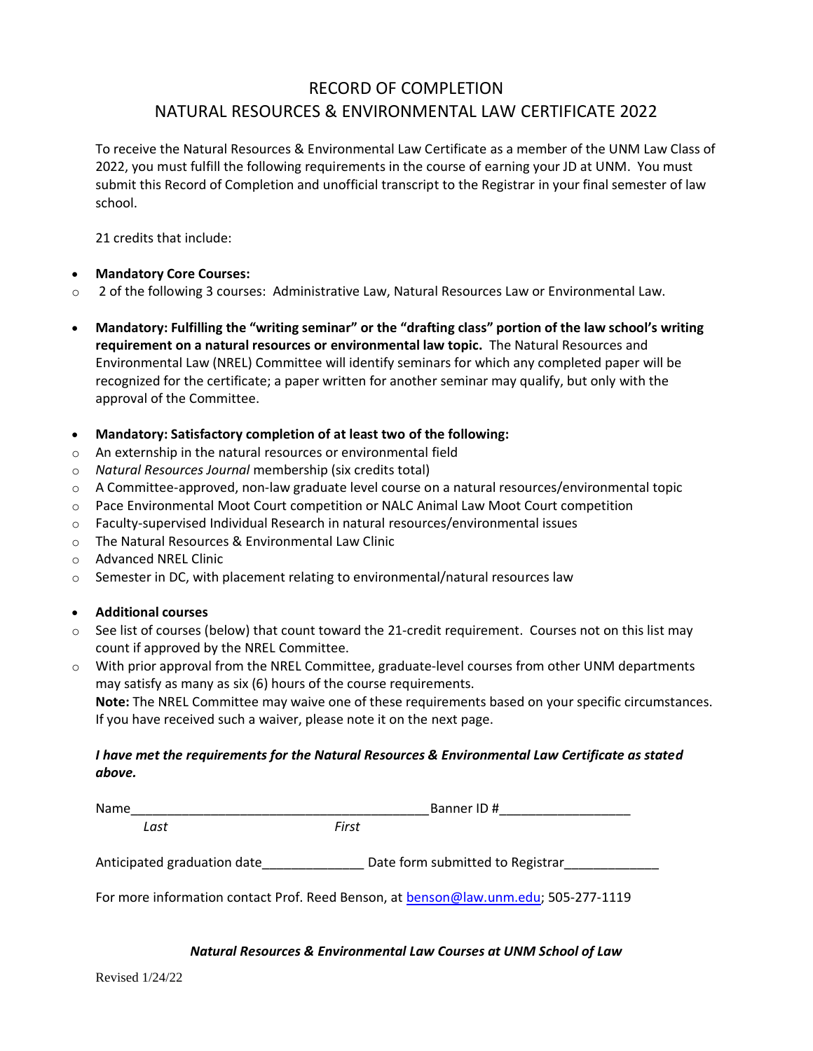# RECORD OF COMPLETION
# NATURAL RESOURCES & ENVIRONMENTAL LAW CERTIFICATE 2022

To receive the Natural Resources & Environmental Law Certificate as a member of the UNM Law Class of 2022, you must fulfill the following requirements in the course of earning your JD at UNM. You must submit this Record of Completion and unofficial transcript to the Registrar in your final semester of law school.

21 credits that include:

- **Mandatory Core Courses:**
  - 2 of the following 3 courses: Administrative Law, Natural Resources Law or Environmental Law.

- **Mandatory: Fulfilling the "writing seminar" or the "drafting class" portion of the law school's writing requirement on a natural resources or environmental law topic.** The Natural Resources and Environmental Law (NREL) Committee will identify seminars for which any completed paper will be recognized for the certificate; a paper written for another seminar may qualify, but only with the approval of the Committee.

- **Mandatory: Satisfactory completion of at least two of the following:**
  - An externship in the natural resources or environmental field
  - *Natural Resources Journal* membership (six credits total)
  - A Committee-approved, non-law graduate level course on a natural resources/environmental topic
  - Pace Environmental Moot Court competition or NALC Animal Law Moot Court competition
  - Faculty-supervised Individual Research in natural resources/environmental issues
  - The Natural Resources & Environmental Law Clinic
  - Advanced NREL Clinic
  - Semester in DC, with placement relating to environmental/natural resources law

- **Additional courses**
  - See list of courses (below) that count toward the 21-credit requirement. Courses not on this list may count if approved by the NREL Committee.
  - With prior approval from the NREL Committee, graduate-level courses from other UNM departments may satisfy as many as six (6) hours of the course requirements.

    **Note:** The NREL Committee may waive one of these requirements based on your specific circumstances. If you have received such a waiver, please note it on the next page.

***I have met the requirements for the Natural Resources & Environmental Law Certificate as stated above.***

Name________________________________________ Banner ID #_________________
*Last* *First*

Anticipated graduation date______________ Date form submitted to Registrar_____________

For more information contact Prof. Reed Benson, at benson@law.unm.edu; 505-277-1119

***Natural Resources & Environmental Law Courses at UNM School of Law***

Revised 1/24/22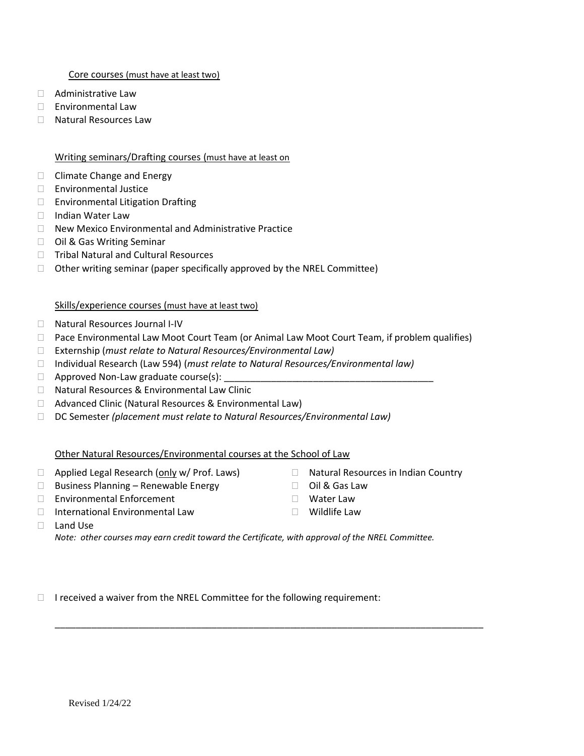Core courses (must have at least two)

- ☐ Administrative Law
- ☐ Environmental Law
- ☐ Natural Resources Law

Writing seminars/Drafting courses (must have at least on

- ☐ Climate Change and Energy
- ☐ Environmental Justice
- ☐ Environmental Litigation Drafting
- ☐ Indian Water Law
- ☐ New Mexico Environmental and Administrative Practice
- ☐ Oil & Gas Writing Seminar
- ☐ Tribal Natural and Cultural Resources
- ☐ Other writing seminar (paper specifically approved by the NREL Committee)

Skills/experience courses (must have at least two)

- ☐ Natural Resources Journal I-IV
- ☐ Pace Environmental Law Moot Court Team (or Animal Law Moot Court Team, if problem qualifies)
- ☐ Externship (*must relate to Natural Resources/Environmental Law)*
- ☐ Individual Research (Law 594) (*must relate to Natural Resources/Environmental law)*
- ☐ Approved Non-Law graduate course(s): ________________________________________
- ☐ Natural Resources & Environmental Law Clinic
- ☐ Advanced Clinic (Natural Resources & Environmental Law)
- ☐ DC Semester *(placement must relate to Natural Resources/Environmental Law)*

Other Natural Resources/Environmental courses at the School of Law

- ☐ Applied Legal Research (only w/ Prof. Laws)
- ☐ Business Planning – Renewable Energy
- ☐ Environmental Enforcement
- ☐ International Environmental Law
- ☐ Land Use
- ☐ Natural Resources in Indian Country
- ☐ Oil & Gas Law
- ☐ Water Law
- ☐ Wildlife Law

*Note: other courses may earn credit toward the Certificate, with approval of the NREL Committee.*

☐ I received a waiver from the NREL Committee for the following requirement:

_____________________________________________________________________________________

Revised 1/24/22